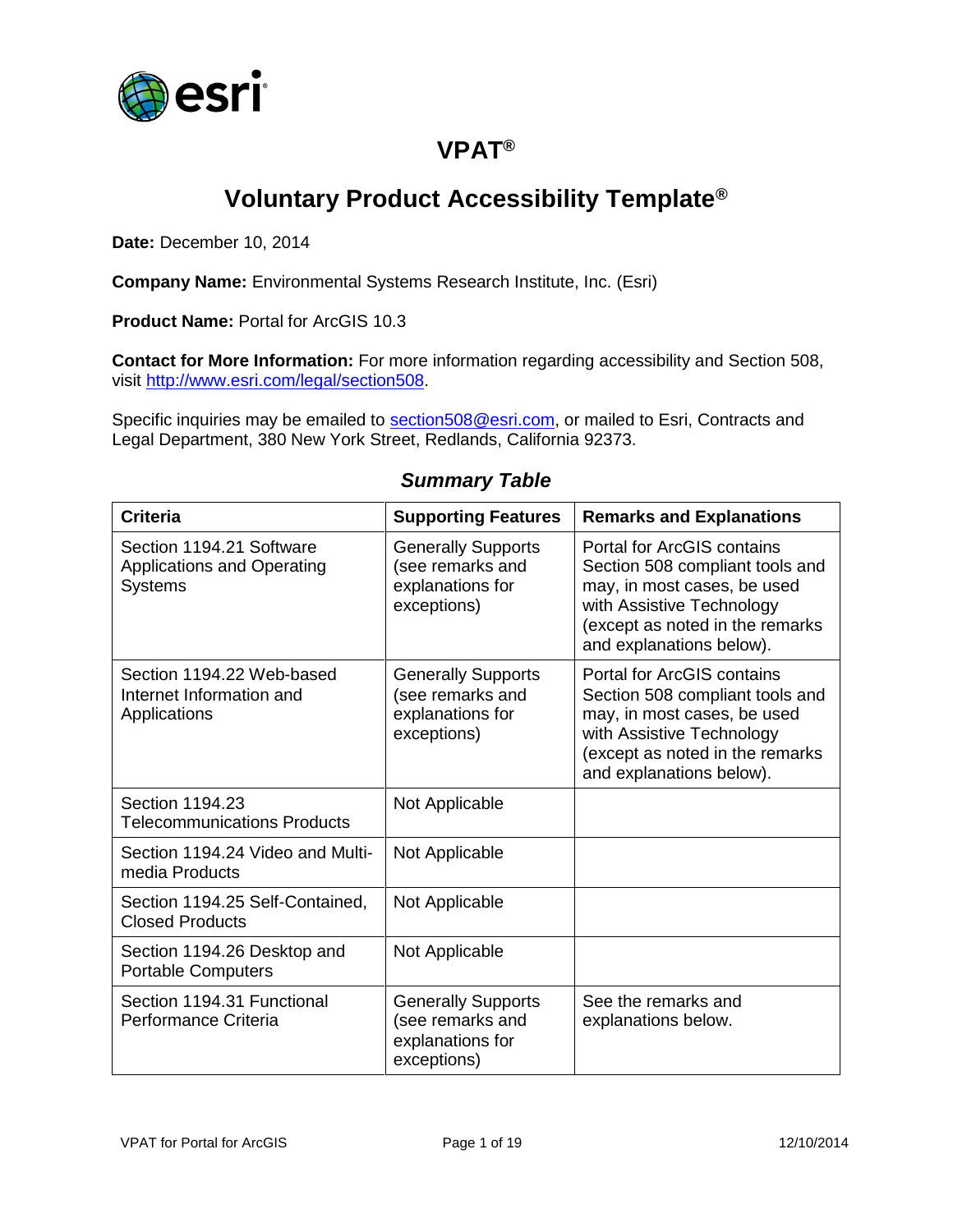# VPAT®

# Voluntary Product Accessibility Template®

**Date:** December 10, 2014

**Company Name:** Environmental Systems Research Institute, Inc. (Esri)

**Product Name:** Portal for ArcGIS 10.3

**Contact for More Information:** For more information regarding accessibility and Section 508, visit http://www.esri.com/legal/section508.

Specific inquiries may be emailed to section508@esri.com, or mailed to Esri, Contracts and Legal Department, 380 New York Street, Redlands, California 92373.

## *Summary Table*

| Criteria | Supporting Features | Remarks and Explanations |
| --- | --- | --- |
| Section 1194.21 Software Applications and Operating Systems | Generally Supports (see remarks and explanations for exceptions) | Portal for ArcGIS contains Section 508 compliant tools and may, in most cases, be used with Assistive Technology (except as noted in the remarks and explanations below). |
| Section 1194.22 Web-based Internet Information and Applications | Generally Supports (see remarks and explanations for exceptions) | Portal for ArcGIS contains Section 508 compliant tools and may, in most cases, be used with Assistive Technology (except as noted in the remarks and explanations below). |
| Section 1194.23 Telecommunications Products | Not Applicable | |
| Section 1194.24 Video and Multi-media Products | Not Applicable | |
| Section 1194.25 Self-Contained, Closed Products | Not Applicable | |
| Section 1194.26 Desktop and Portable Computers | Not Applicable | |
| Section 1194.31 Functional Performance Criteria | Generally Supports (see remarks and explanations for exceptions) | See the remarks and explanations below. |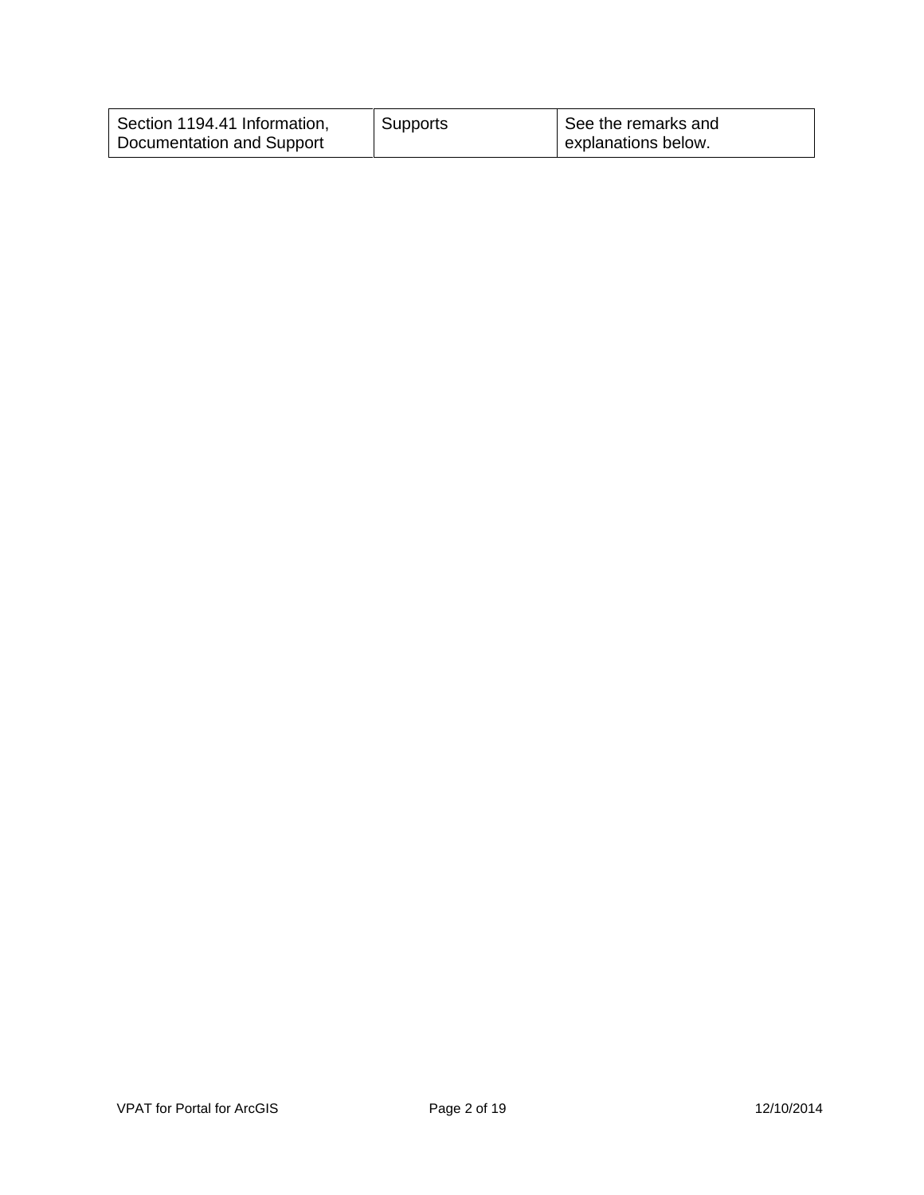| Section 1194.41 Information, Documentation and Support | Supports | See the remarks and explanations below. |
|---|---|---|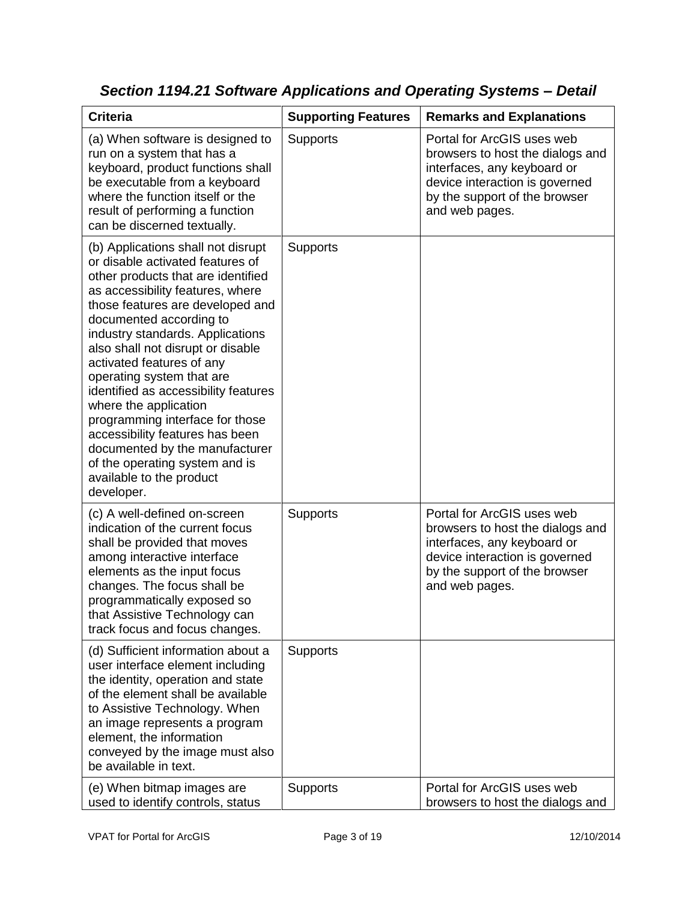### *Section 1194.21 Software Applications and Operating Systems – Detail*

| Criteria | Supporting Features | Remarks and Explanations |
|---|---|---|
| (a) When software is designed to run on a system that has a keyboard, product functions shall be executable from a keyboard where the function itself or the result of performing a function can be discerned textually. | Supports | Portal for ArcGIS uses web browsers to host the dialogs and interfaces, any keyboard or device interaction is governed by the support of the browser and web pages. |
| (b) Applications shall not disrupt or disable activated features of other products that are identified as accessibility features, where those features are developed and documented according to industry standards. Applications also shall not disrupt or disable activated features of any operating system that are identified as accessibility features where the application programming interface for those accessibility features has been documented by the manufacturer of the operating system and is available to the product developer. | Supports | |
| (c) A well-defined on-screen indication of the current focus shall be provided that moves among interactive interface elements as the input focus changes. The focus shall be programmatically exposed so that Assistive Technology can track focus and focus changes. | Supports | Portal for ArcGIS uses web browsers to host the dialogs and interfaces, any keyboard or device interaction is governed by the support of the browser and web pages. |
| (d) Sufficient information about a user interface element including the identity, operation and state of the element shall be available to Assistive Technology. When an image represents a program element, the information conveyed by the image must also be available in text. | Supports | |
| (e) When bitmap images are used to identify controls, status | Supports | Portal for ArcGIS uses web browsers to host the dialogs and |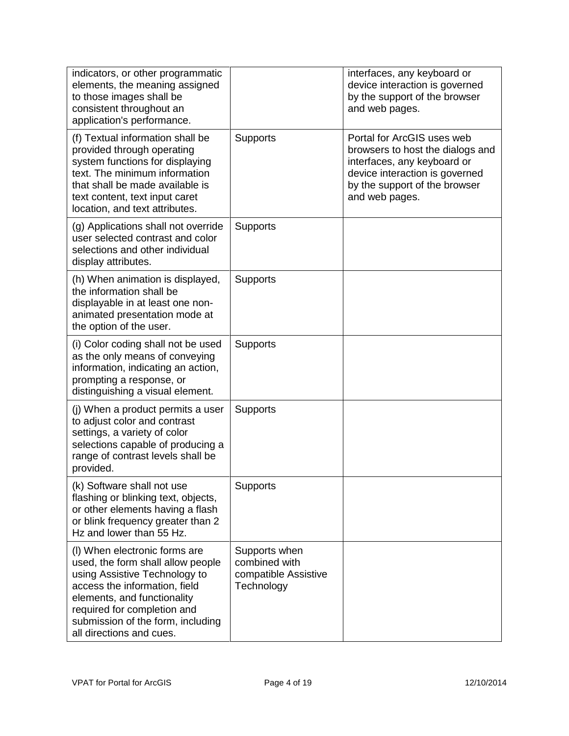| | | |
|---|---|---|
| indicators, or other programmatic elements, the meaning assigned to those images shall be consistent throughout an application's performance. | | interfaces, any keyboard or device interaction is governed by the support of the browser and web pages. |
| (f) Textual information shall be provided through operating system functions for displaying text. The minimum information that shall be made available is text content, text input caret location, and text attributes. | Supports | Portal for ArcGIS uses web browsers to host the dialogs and interfaces, any keyboard or device interaction is governed by the support of the browser and web pages. |
| (g) Applications shall not override user selected contrast and color selections and other individual display attributes. | Supports | |
| (h) When animation is displayed, the information shall be displayable in at least one non-animated presentation mode at the option of the user. | Supports | |
| (i) Color coding shall not be used as the only means of conveying information, indicating an action, prompting a response, or distinguishing a visual element. | Supports | |
| (j) When a product permits a user to adjust color and contrast settings, a variety of color selections capable of producing a range of contrast levels shall be provided. | Supports | |
| (k) Software shall not use flashing or blinking text, objects, or other elements having a flash or blink frequency greater than 2 Hz and lower than 55 Hz. | Supports | |
| (l) When electronic forms are used, the form shall allow people using Assistive Technology to access the information, field elements, and functionality required for completion and submission of the form, including all directions and cues. | Supports when combined with compatible Assistive Technology | |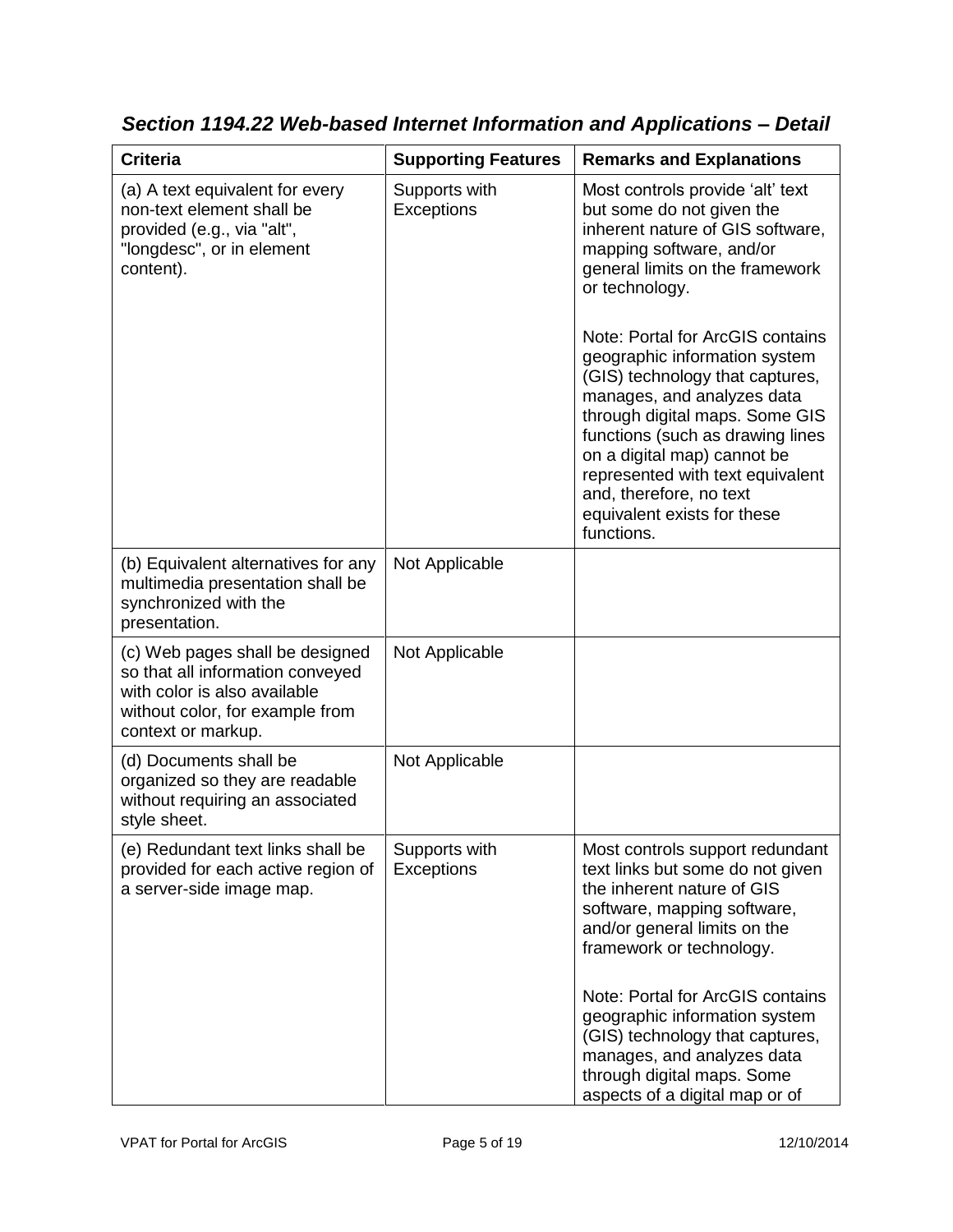### *Section 1194.22 Web-based Internet Information and Applications – Detail*

| Criteria | Supporting Features | Remarks and Explanations |
|---|---|---|
| (a) A text equivalent for every non-text element shall be provided (e.g., via "alt", "longdesc", or in element content). | Supports with Exceptions | Most controls provide 'alt' text but some do not given the inherent nature of GIS software, mapping software, and/or general limits on the framework or technology.<br><br>Note: Portal for ArcGIS contains geographic information system (GIS) technology that captures, manages, and analyzes data through digital maps. Some GIS functions (such as drawing lines on a digital map) cannot be represented with text equivalent and, therefore, no text equivalent exists for these functions. |
| (b) Equivalent alternatives for any multimedia presentation shall be synchronized with the presentation. | Not Applicable | |
| (c) Web pages shall be designed so that all information conveyed with color is also available without color, for example from context or markup. | Not Applicable | |
| (d) Documents shall be organized so they are readable without requiring an associated style sheet. | Not Applicable | |
| (e) Redundant text links shall be provided for each active region of a server-side image map. | Supports with Exceptions | Most controls support redundant text links but some do not given the inherent nature of GIS software, mapping software, and/or general limits on the framework or technology.<br><br>Note: Portal for ArcGIS contains geographic information system (GIS) technology that captures, manages, and analyzes data through digital maps. Some aspects of a digital map or of |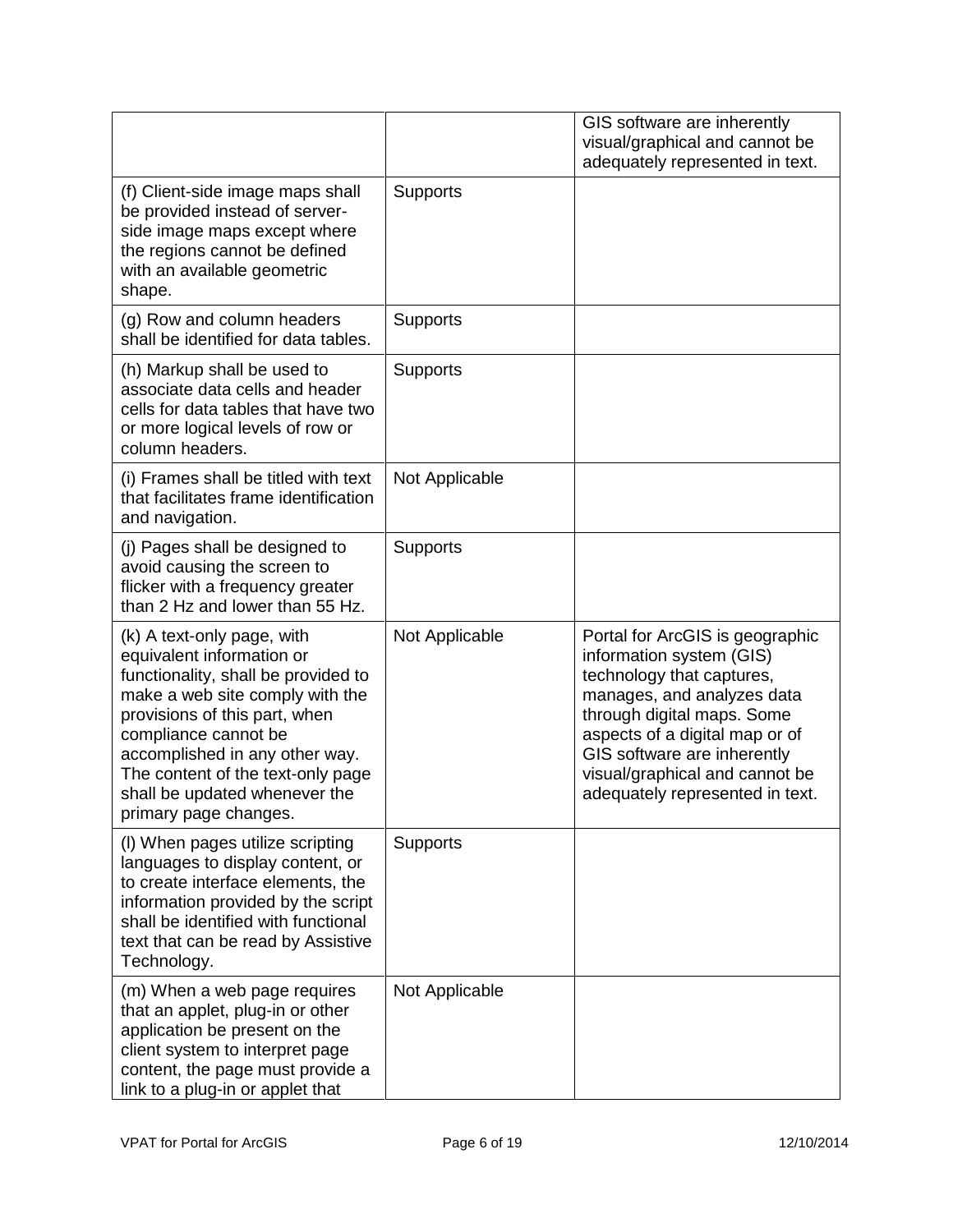| | | |
|---|---|---|
| | | GIS software are inherently visual/graphical and cannot be adequately represented in text. |
| (f) Client-side image maps shall be provided instead of server-side image maps except where the regions cannot be defined with an available geometric shape. | Supports | |
| (g) Row and column headers shall be identified for data tables. | Supports | |
| (h) Markup shall be used to associate data cells and header cells for data tables that have two or more logical levels of row or column headers. | Supports | |
| (i) Frames shall be titled with text that facilitates frame identification and navigation. | Not Applicable | |
| (j) Pages shall be designed to avoid causing the screen to flicker with a frequency greater than 2 Hz and lower than 55 Hz. | Supports | |
| (k) A text-only page, with equivalent information or functionality, shall be provided to make a web site comply with the provisions of this part, when compliance cannot be accomplished in any other way. The content of the text-only page shall be updated whenever the primary page changes. | Not Applicable | Portal for ArcGIS is geographic information system (GIS) technology that captures, manages, and analyzes data through digital maps. Some aspects of a digital map or of GIS software are inherently visual/graphical and cannot be adequately represented in text. |
| (l) When pages utilize scripting languages to display content, or to create interface elements, the information provided by the script shall be identified with functional text that can be read by Assistive Technology. | Supports | |
| (m) When a web page requires that an applet, plug-in or other application be present on the client system to interpret page content, the page must provide a link to a plug-in or applet that | Not Applicable | |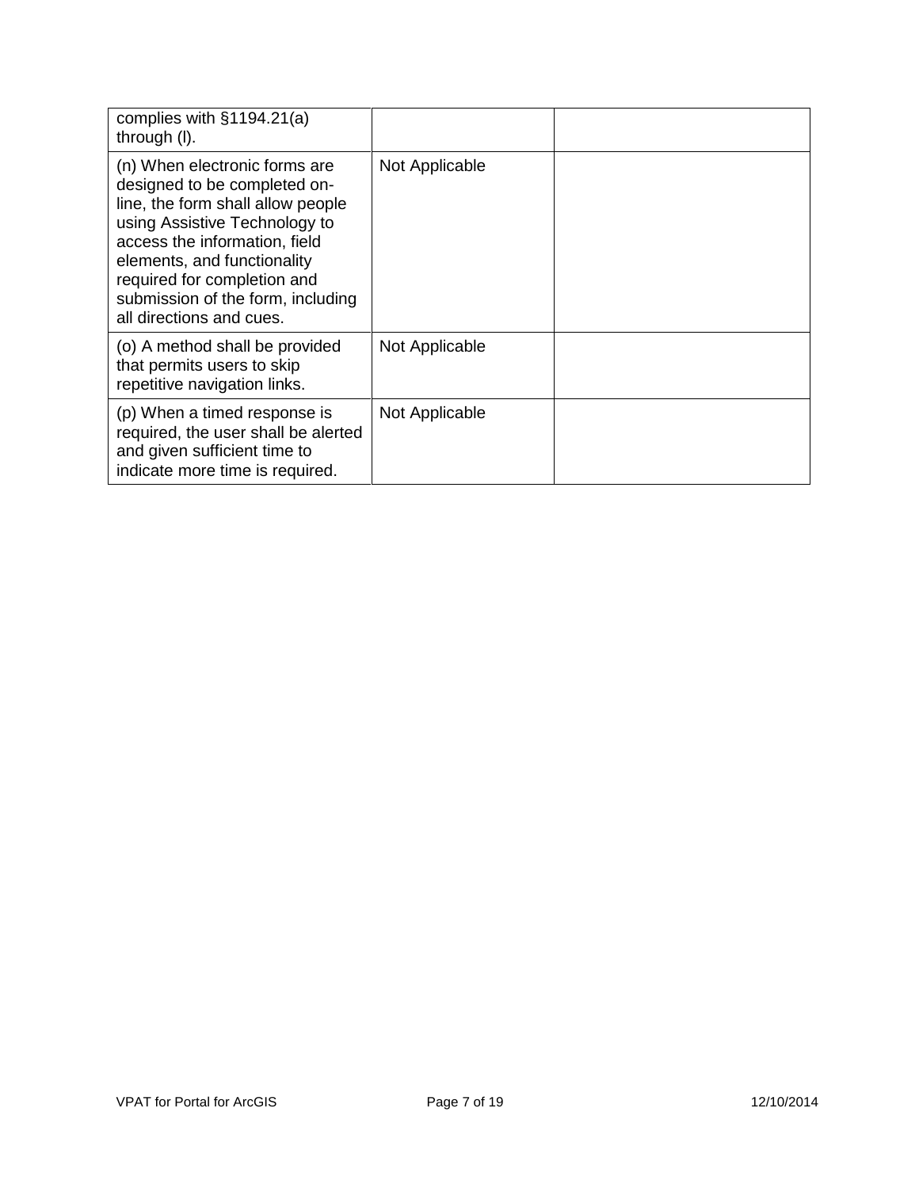| | | |
|---|---|---|
| complies with §1194.21(a) through (l). | | |
| (n) When electronic forms are designed to be completed on-line, the form shall allow people using Assistive Technology to access the information, field elements, and functionality required for completion and submission of the form, including all directions and cues. | Not Applicable | |
| (o) A method shall be provided that permits users to skip repetitive navigation links. | Not Applicable | |
| (p) When a timed response is required, the user shall be alerted and given sufficient time to indicate more time is required. | Not Applicable | |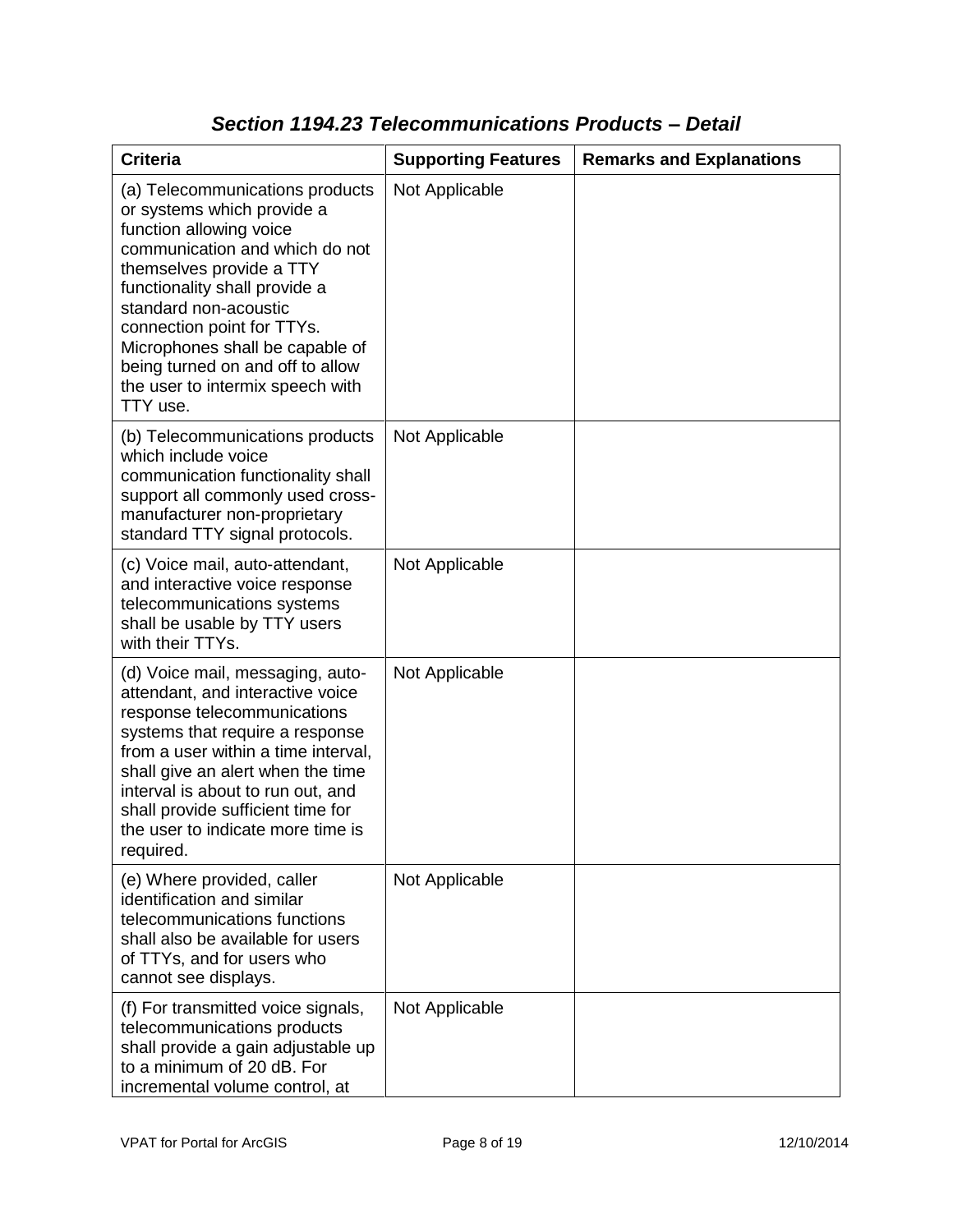## *Section 1194.23 Telecommunications Products – Detail*

| Criteria | Supporting Features | Remarks and Explanations |
|---|---|---|
| (a) Telecommunications products or systems which provide a function allowing voice communication and which do not themselves provide a TTY functionality shall provide a standard non-acoustic connection point for TTYs. Microphones shall be capable of being turned on and off to allow the user to intermix speech with TTY use. | Not Applicable | |
| (b) Telecommunications products which include voice communication functionality shall support all commonly used cross-manufacturer non-proprietary standard TTY signal protocols. | Not Applicable | |
| (c) Voice mail, auto-attendant, and interactive voice response telecommunications systems shall be usable by TTY users with their TTYs. | Not Applicable | |
| (d) Voice mail, messaging, auto-attendant, and interactive voice response telecommunications systems that require a response from a user within a time interval, shall give an alert when the time interval is about to run out, and shall provide sufficient time for the user to indicate more time is required. | Not Applicable | |
| (e) Where provided, caller identification and similar telecommunications functions shall also be available for users of TTYs, and for users who cannot see displays. | Not Applicable | |
| (f) For transmitted voice signals, telecommunications products shall provide a gain adjustable up to a minimum of 20 dB. For incremental volume control, at | Not Applicable | |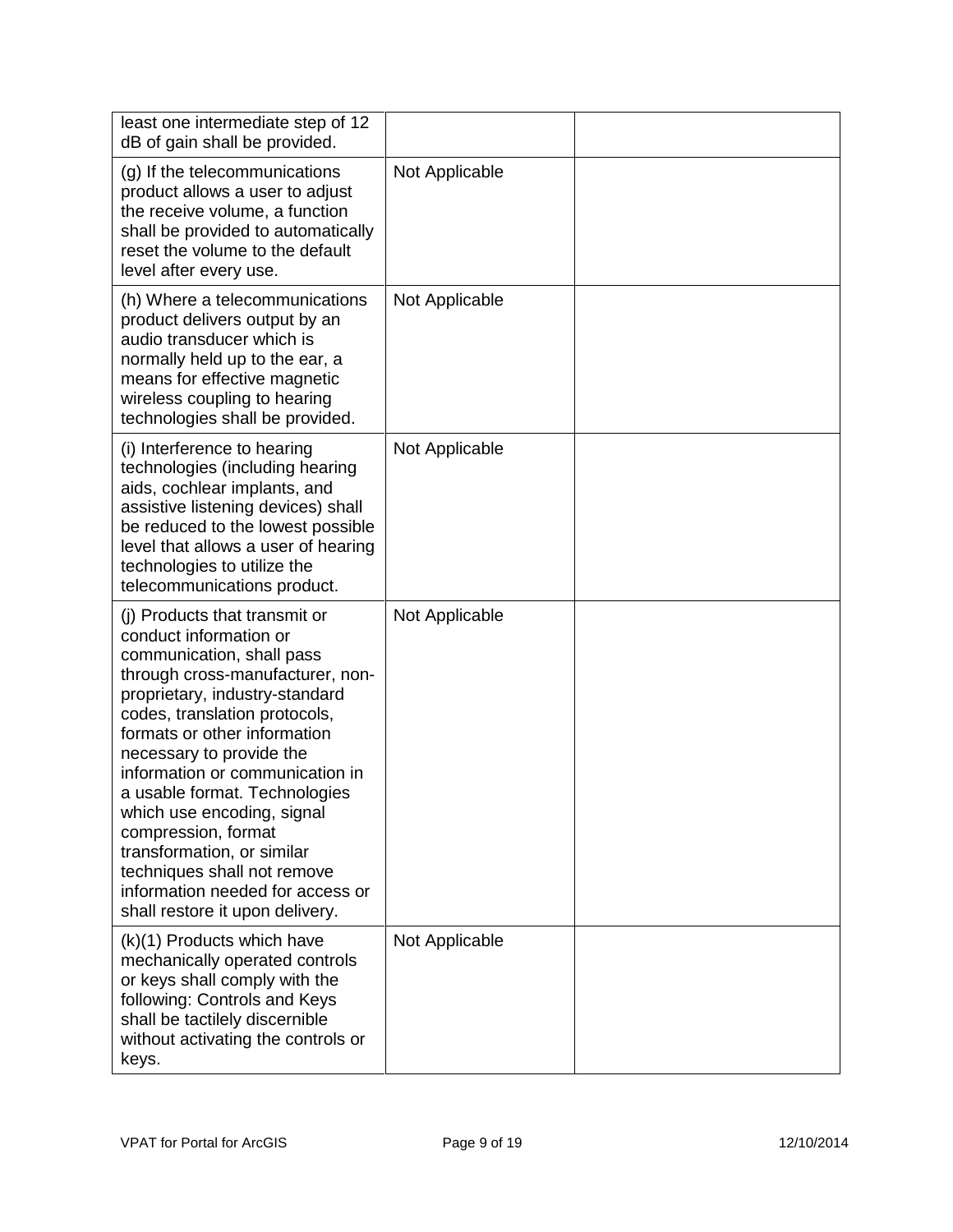| | | |
|---|---|---|
| least one intermediate step of 12 dB of gain shall be provided. | | |
| (g) If the telecommunications product allows a user to adjust the receive volume, a function shall be provided to automatically reset the volume to the default level after every use. | Not Applicable | |
| (h) Where a telecommunications product delivers output by an audio transducer which is normally held up to the ear, a means for effective magnetic wireless coupling to hearing technologies shall be provided. | Not Applicable | |
| (i) Interference to hearing technologies (including hearing aids, cochlear implants, and assistive listening devices) shall be reduced to the lowest possible level that allows a user of hearing technologies to utilize the telecommunications product. | Not Applicable | |
| (j) Products that transmit or conduct information or communication, shall pass through cross-manufacturer, non-proprietary, industry-standard codes, translation protocols, formats or other information necessary to provide the information or communication in a usable format. Technologies which use encoding, signal compression, format transformation, or similar techniques shall not remove information needed for access or shall restore it upon delivery. | Not Applicable | |
| (k)(1) Products which have mechanically operated controls or keys shall comply with the following: Controls and Keys shall be tactilely discernible without activating the controls or keys. | Not Applicable | |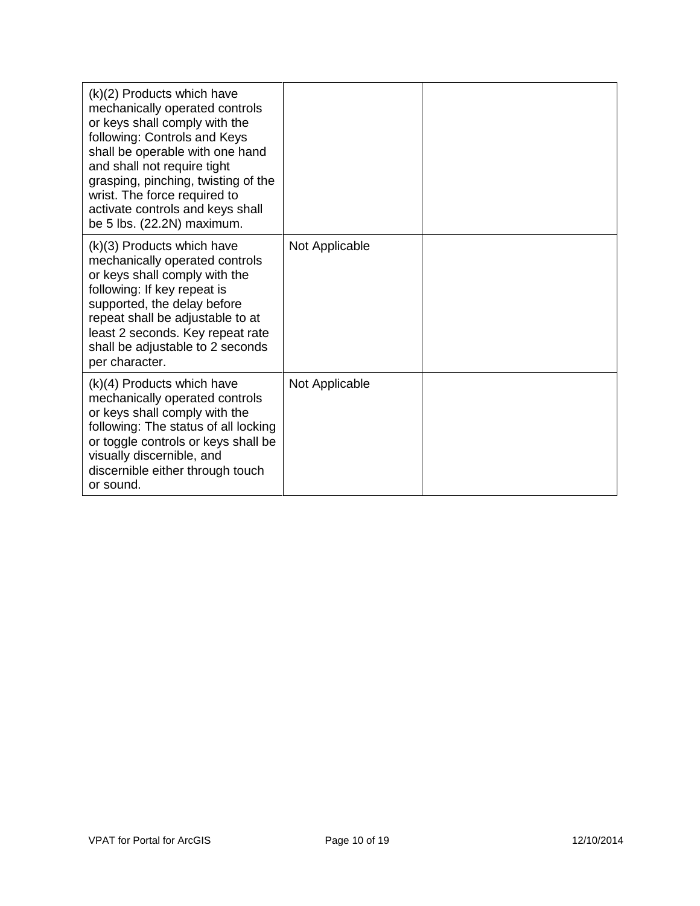| | | |
|---|---|---|
| (k)(2) Products which have mechanically operated controls or keys shall comply with the following: Controls and Keys shall be operable with one hand and shall not require tight grasping, pinching, twisting of the wrist. The force required to activate controls and keys shall be 5 lbs. (22.2N) maximum. | | |
| (k)(3) Products which have mechanically operated controls or keys shall comply with the following: If key repeat is supported, the delay before repeat shall be adjustable to at least 2 seconds. Key repeat rate shall be adjustable to 2 seconds per character. | Not Applicable | |
| (k)(4) Products which have mechanically operated controls or keys shall comply with the following: The status of all locking or toggle controls or keys shall be visually discernible, and discernible either through touch or sound. | Not Applicable | |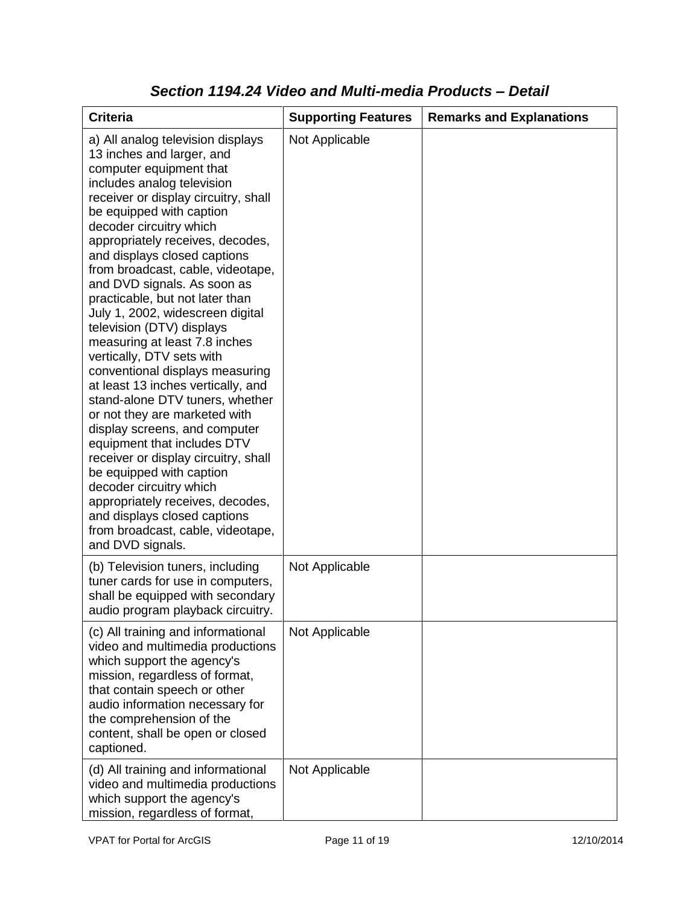## *Section 1194.24 Video and Multi-media Products – Detail*

| Criteria | Supporting Features | Remarks and Explanations |
|---|---|---|
| a) All analog television displays 13 inches and larger, and computer equipment that includes analog television receiver or display circuitry, shall be equipped with caption decoder circuitry which appropriately receives, decodes, and displays closed captions from broadcast, cable, videotape, and DVD signals. As soon as practicable, but not later than July 1, 2002, widescreen digital television (DTV) displays measuring at least 7.8 inches vertically, DTV sets with conventional displays measuring at least 13 inches vertically, and stand-alone DTV tuners, whether or not they are marketed with display screens, and computer equipment that includes DTV receiver or display circuitry, shall be equipped with caption decoder circuitry which appropriately receives, decodes, and displays closed captions from broadcast, cable, videotape, and DVD signals. | Not Applicable | |
| (b) Television tuners, including tuner cards for use in computers, shall be equipped with secondary audio program playback circuitry. | Not Applicable | |
| (c) All training and informational video and multimedia productions which support the agency's mission, regardless of format, that contain speech or other audio information necessary for the comprehension of the content, shall be open or closed captioned. | Not Applicable | |
| (d) All training and informational video and multimedia productions which support the agency's mission, regardless of format, | Not Applicable | |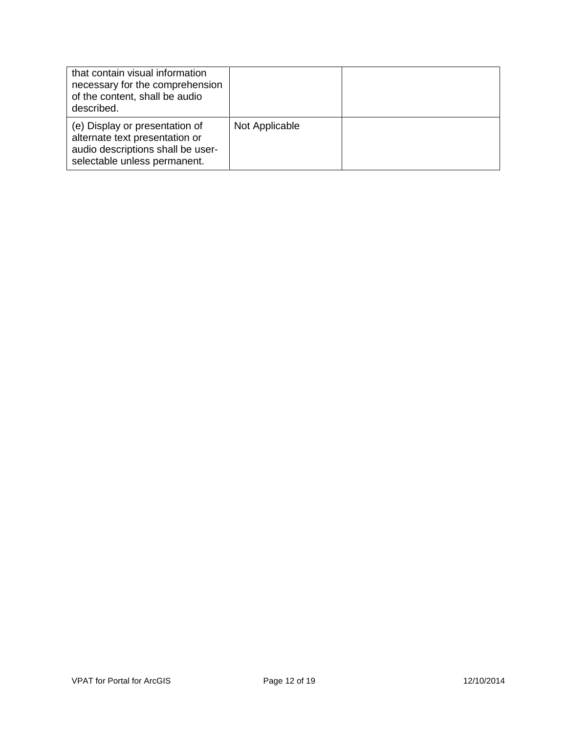| | | |
|---|---|---|
| that contain visual information necessary for the comprehension of the content, shall be audio described. | | |
| (e) Display or presentation of alternate text presentation or audio descriptions shall be user-selectable unless permanent. | Not Applicable | |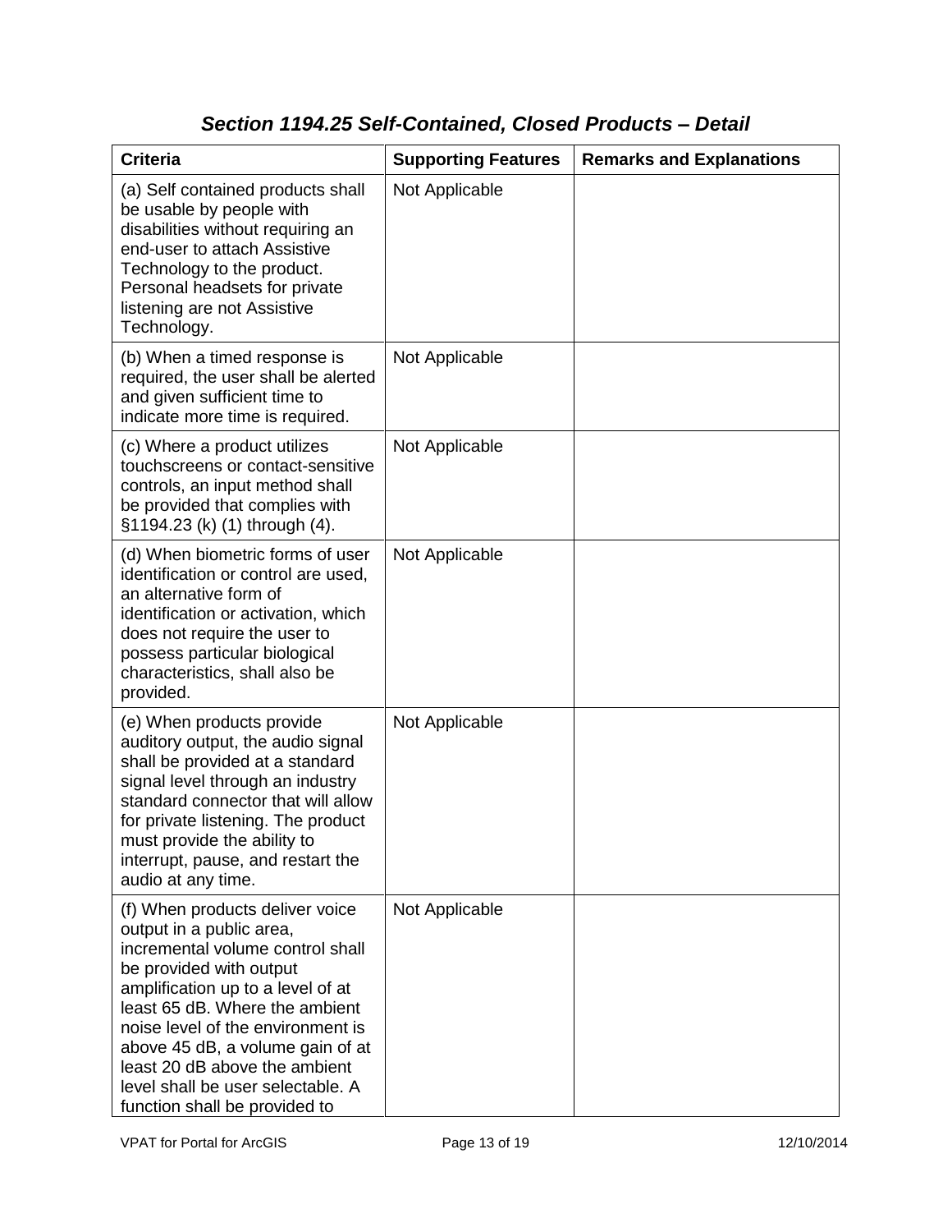## *Section 1194.25 Self-Contained, Closed Products – Detail*

| Criteria | Supporting Features | Remarks and Explanations |
|---|---|---|
| (a) Self contained products shall be usable by people with disabilities without requiring an end-user to attach Assistive Technology to the product. Personal headsets for private listening are not Assistive Technology. | Not Applicable | |
| (b) When a timed response is required, the user shall be alerted and given sufficient time to indicate more time is required. | Not Applicable | |
| (c) Where a product utilizes touchscreens or contact-sensitive controls, an input method shall be provided that complies with §1194.23 (k) (1) through (4). | Not Applicable | |
| (d) When biometric forms of user identification or control are used, an alternative form of identification or activation, which does not require the user to possess particular biological characteristics, shall also be provided. | Not Applicable | |
| (e) When products provide auditory output, the audio signal shall be provided at a standard signal level through an industry standard connector that will allow for private listening. The product must provide the ability to interrupt, pause, and restart the audio at any time. | Not Applicable | |
| (f) When products deliver voice output in a public area, incremental volume control shall be provided with output amplification up to a level of at least 65 dB. Where the ambient noise level of the environment is above 45 dB, a volume gain of at least 20 dB above the ambient level shall be user selectable. A function shall be provided to | Not Applicable | |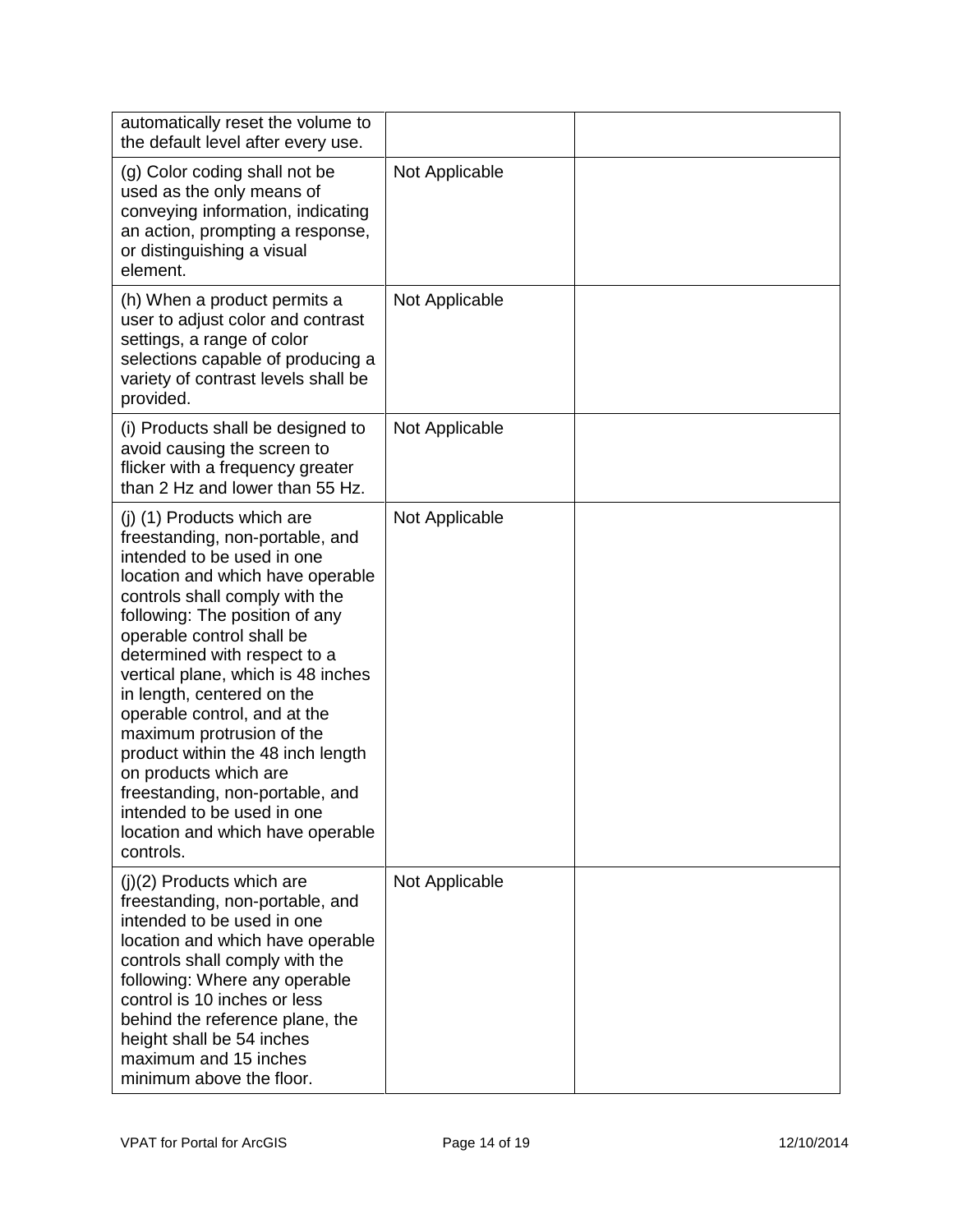| | | |
|---|---|---|
| automatically reset the volume to the default level after every use. | | |
| (g) Color coding shall not be used as the only means of conveying information, indicating an action, prompting a response, or distinguishing a visual element. | Not Applicable | |
| (h) When a product permits a user to adjust color and contrast settings, a range of color selections capable of producing a variety of contrast levels shall be provided. | Not Applicable | |
| (i) Products shall be designed to avoid causing the screen to flicker with a frequency greater than 2 Hz and lower than 55 Hz. | Not Applicable | |
| (j) (1) Products which are freestanding, non-portable, and intended to be used in one location and which have operable controls shall comply with the following: The position of any operable control shall be determined with respect to a vertical plane, which is 48 inches in length, centered on the operable control, and at the maximum protrusion of the product within the 48 inch length on products which are freestanding, non-portable, and intended to be used in one location and which have operable controls. | Not Applicable | |
| (j)(2) Products which are freestanding, non-portable, and intended to be used in one location and which have operable controls shall comply with the following: Where any operable control is 10 inches or less behind the reference plane, the height shall be 54 inches maximum and 15 inches minimum above the floor. | Not Applicable | |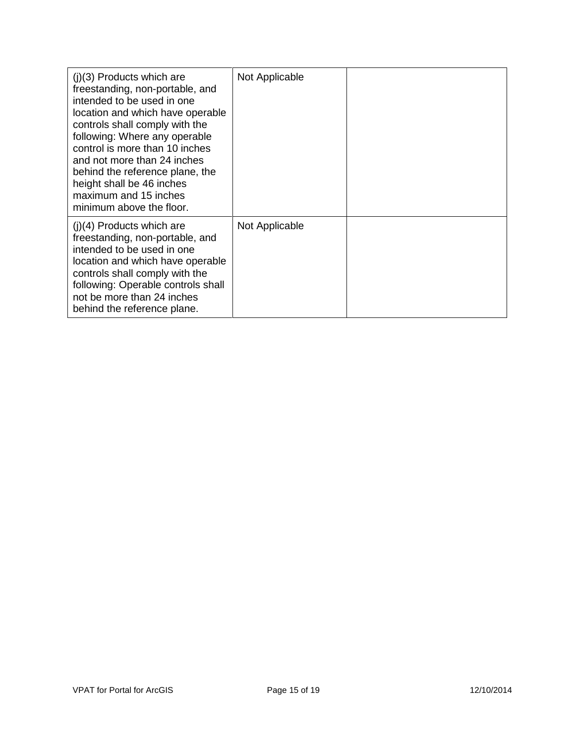| | | |
|---|---|---|
| (j)(3) Products which are freestanding, non-portable, and intended to be used in one location and which have operable controls shall comply with the following: Where any operable control is more than 10 inches and not more than 24 inches behind the reference plane, the height shall be 46 inches maximum and 15 inches minimum above the floor. | Not Applicable | |
| (j)(4) Products which are freestanding, non-portable, and intended to be used in one location and which have operable controls shall comply with the following: Operable controls shall not be more than 24 inches behind the reference plane. | Not Applicable | |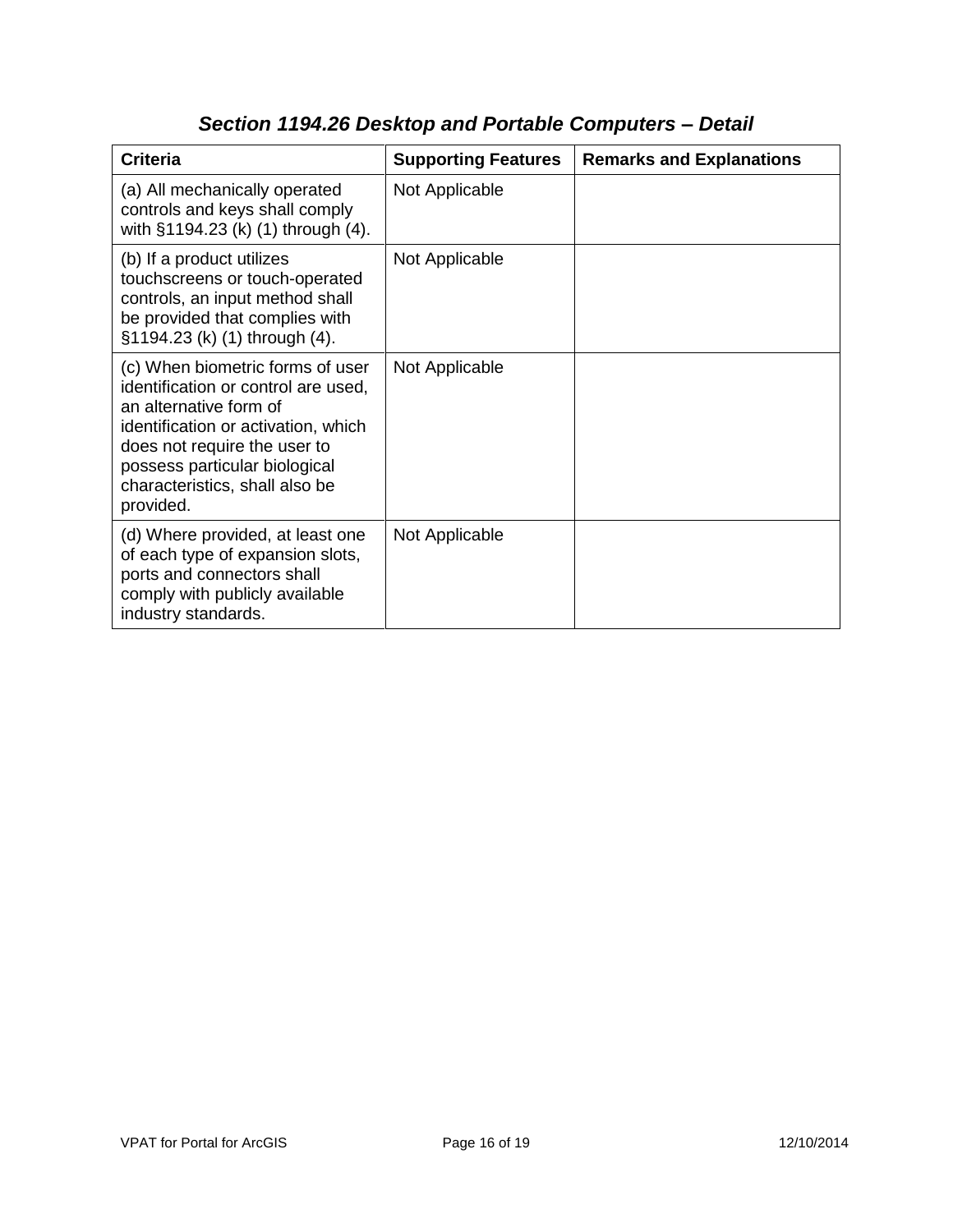## *Section 1194.26 Desktop and Portable Computers – Detail*

| Criteria | Supporting Features | Remarks and Explanations |
|---|---|---|
| (a) All mechanically operated controls and keys shall comply with §1194.23 (k) (1) through (4). | Not Applicable | |
| (b) If a product utilizes touchscreens or touch-operated controls, an input method shall be provided that complies with §1194.23 (k) (1) through (4). | Not Applicable | |
| (c) When biometric forms of user identification or control are used, an alternative form of identification or activation, which does not require the user to possess particular biological characteristics, shall also be provided. | Not Applicable | |
| (d) Where provided, at least one of each type of expansion slots, ports and connectors shall comply with publicly available industry standards. | Not Applicable | |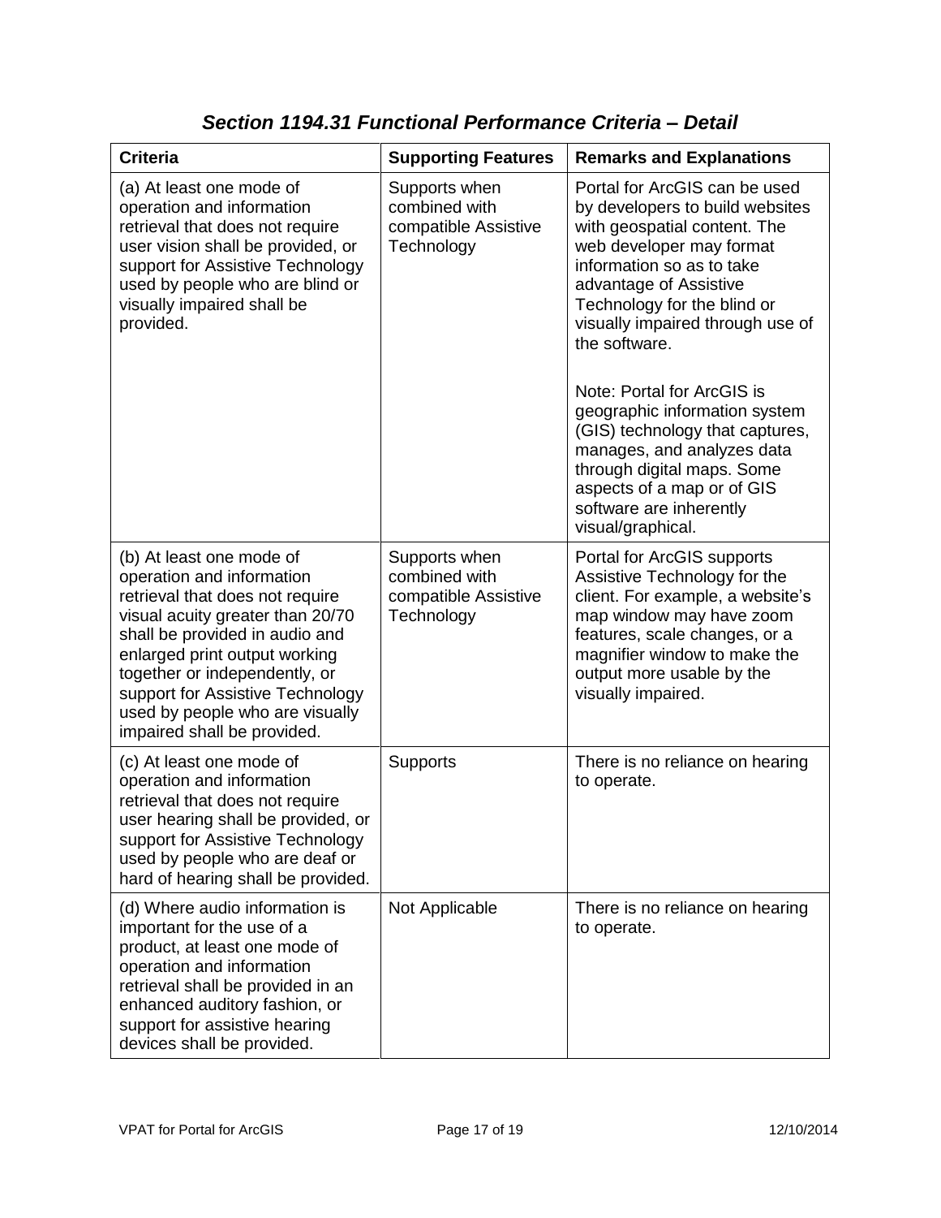## *Section 1194.31 Functional Performance Criteria – Detail*

| Criteria | Supporting Features | Remarks and Explanations |
|---|---|---|
| (a) At least one mode of operation and information retrieval that does not require user vision shall be provided, or support for Assistive Technology used by people who are blind or visually impaired shall be provided. | Supports when combined with compatible Assistive Technology | Portal for ArcGIS can be used by developers to build websites with geospatial content. The web developer may format information so as to take advantage of Assistive Technology for the blind or visually impaired through use of the software.<br><br>Note: Portal for ArcGIS is geographic information system (GIS) technology that captures, manages, and analyzes data through digital maps. Some aspects of a map or of GIS software are inherently visual/graphical. |
| (b) At least one mode of operation and information retrieval that does not require visual acuity greater than 20/70 shall be provided in audio and enlarged print output working together or independently, or support for Assistive Technology used by people who are visually impaired shall be provided. | Supports when combined with compatible Assistive Technology | Portal for ArcGIS supports Assistive Technology for the client. For example, a website's map window may have zoom features, scale changes, or a magnifier window to make the output more usable by the visually impaired. |
| (c) At least one mode of operation and information retrieval that does not require user hearing shall be provided, or support for Assistive Technology used by people who are deaf or hard of hearing shall be provided. | Supports | There is no reliance on hearing to operate. |
| (d) Where audio information is important for the use of a product, at least one mode of operation and information retrieval shall be provided in an enhanced auditory fashion, or support for assistive hearing devices shall be provided. | Not Applicable | There is no reliance on hearing to operate. |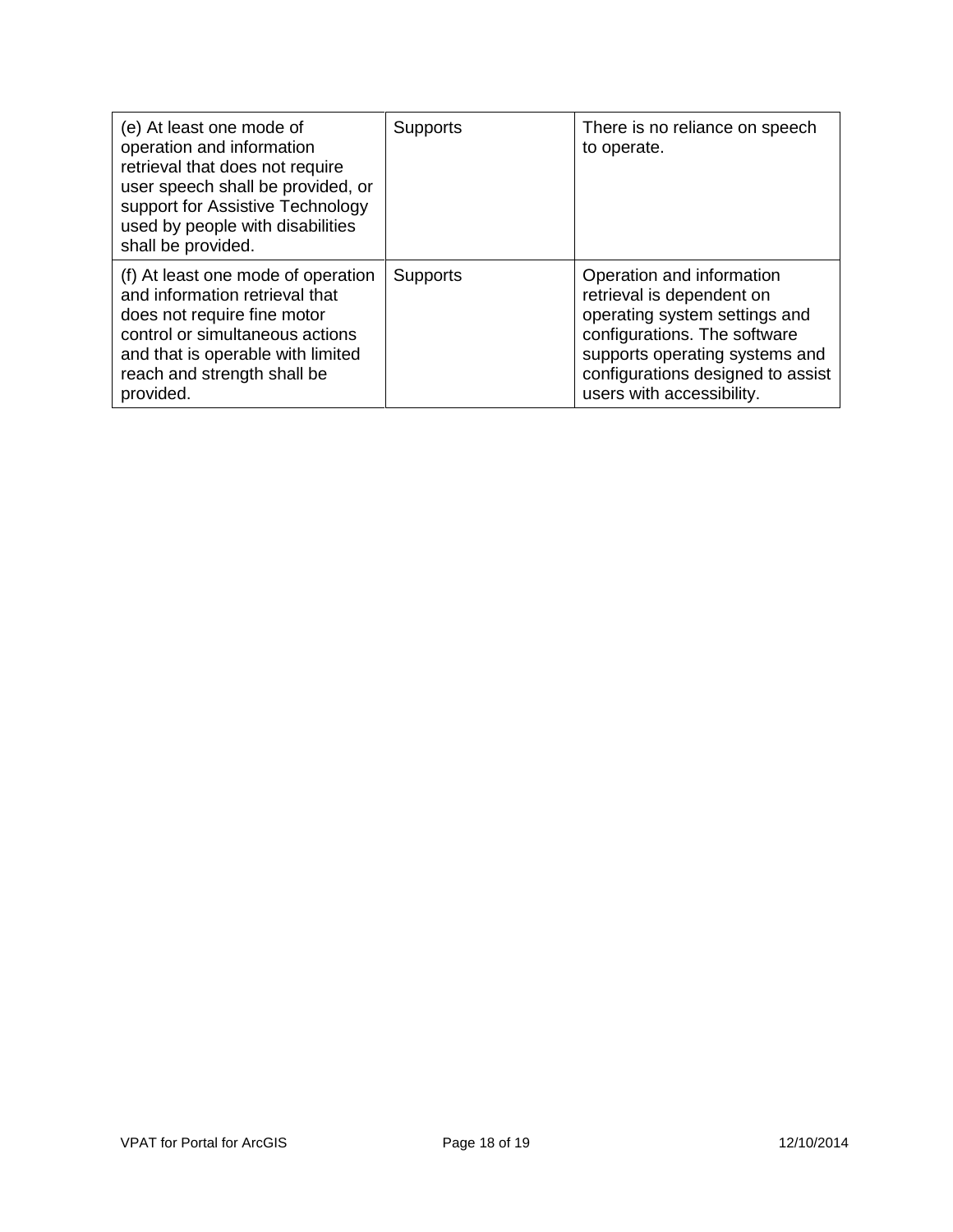| | | |
|---|---|---|
| (e) At least one mode of operation and information retrieval that does not require user speech shall be provided, or support for Assistive Technology used by people with disabilities shall be provided. | Supports | There is no reliance on speech to operate. |
| (f) At least one mode of operation and information retrieval that does not require fine motor control or simultaneous actions and that is operable with limited reach and strength shall be provided. | Supports | Operation and information retrieval is dependent on operating system settings and configurations. The software supports operating systems and configurations designed to assist users with accessibility. |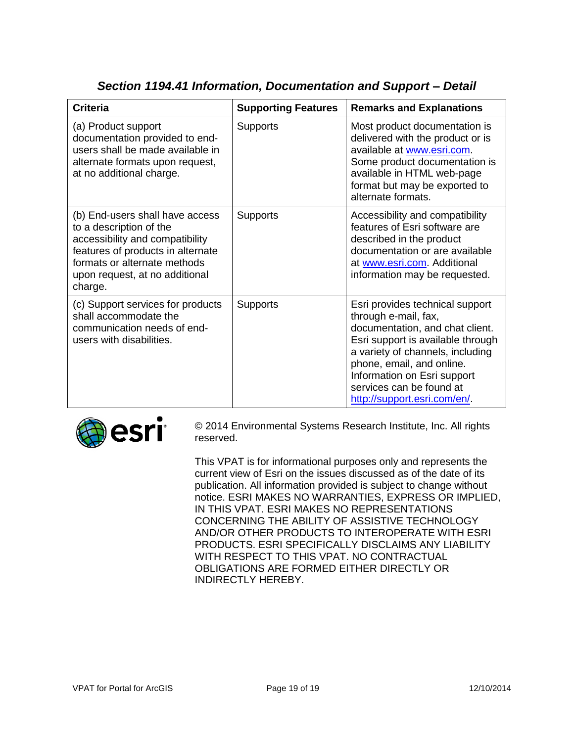### *Section 1194.41 Information, Documentation and Support – Detail*

| Criteria | Supporting Features | Remarks and Explanations |
| --- | --- | --- |
| (a) Product support documentation provided to end-users shall be made available in alternate formats upon request, at no additional charge. | Supports | Most product documentation is delivered with the product or is available at www.esri.com. Some product documentation is available in HTML web-page format but may be exported to alternate formats. |
| (b) End-users shall have access to a description of the accessibility and compatibility features of products in alternate formats or alternate methods upon request, at no additional charge. | Supports | Accessibility and compatibility features of Esri software are described in the product documentation or are available at www.esri.com. Additional information may be requested. |
| (c) Support services for products shall accommodate the communication needs of end-users with disabilities. | Supports | Esri provides technical support through e-mail, fax, documentation, and chat client. Esri support is available through a variety of channels, including phone, email, and online. Information on Esri support services can be found at http://support.esri.com/en/. |

esri

© 2014 Environmental Systems Research Institute, Inc. All rights reserved.

This VPAT is for informational purposes only and represents the current view of Esri on the issues discussed as of the date of its publication. All information provided is subject to change without notice. ESRI MAKES NO WARRANTIES, EXPRESS OR IMPLIED, IN THIS VPAT. ESRI MAKES NO REPRESENTATIONS CONCERNING THE ABILITY OF ASSISTIVE TECHNOLOGY AND/OR OTHER PRODUCTS TO INTEROPERATE WITH ESRI PRODUCTS. ESRI SPECIFICALLY DISCLAIMS ANY LIABILITY WITH RESPECT TO THIS VPAT. NO CONTRACTUAL OBLIGATIONS ARE FORMED EITHER DIRECTLY OR INDIRECTLY HEREBY.